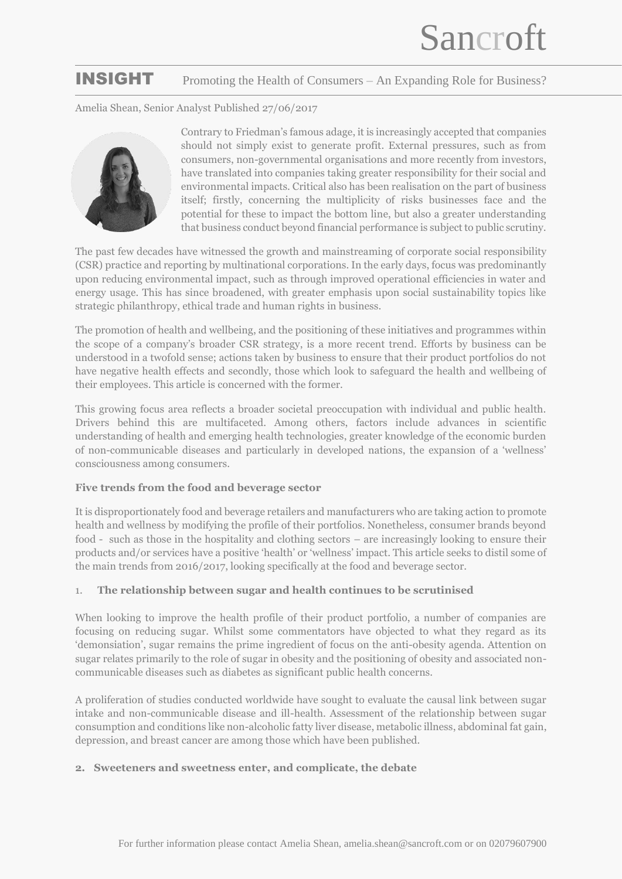Sancroft

# INSIGHT Promoting the Health of Consumers – An Expanding Role for Business?

Amelia Shean, Senior Analyst Published 27/06/2017

Contrary to Friedman's famous adage, it is increasingly accepted that companies should not simply exist to generate profit. External pressures, such as from consumers, non-governmental organisations and more recently from investors, have translated into companies taking greater responsibility for their social and environmental impacts. Critical also has been realisation on the part of business itself; firstly, concerning the multiplicity of risks businesses face and the potential for these to impact the bottom line, but also a greater understanding that business conduct beyond financial performance is subject to public scrutiny.

The past few decades have witnessed the growth and mainstreaming of corporate social responsibility (CSR) practice and reporting by multinational corporations. In the early days, focus was predominantly upon reducing environmental impact, such as through improved operational efficiencies in water and energy usage. This has since broadened, with greater emphasis upon social sustainability topics like strategic philanthropy, ethical trade and human rights in business.

The promotion of health and wellbeing, and the positioning of these initiatives and programmes within the scope of a company's broader CSR strategy, is a more recent trend. Efforts by business can be understood in a twofold sense; actions taken by business to ensure that their product portfolios do not have negative health effects and secondly, those which look to safeguard the health and wellbeing of their employees. This article is concerned with the former.

This growing focus area reflects a broader societal preoccupation with individual and public health. Drivers behind this are multifaceted. Among others, factors include advances in scientific understanding of health and emerging health technologies, greater knowledge of the economic burden of non-communicable diseases and particularly in developed nations, the expansion of a 'wellness' consciousness among consumers.

**Five trends from the food and beverage sector**

It is disproportionately food and beverage retailers and manufacturers who are taking action to promote health and wellness by modifying the profile of their portfolios. Nonetheless, consumer brands beyond food - such as those in the hospitality and clothing sectors – are increasingly looking to ensure their products and/or services have a positive 'health' or 'wellness' impact. This article seeks to distil some of the main trends from 2016/2017, looking specifically at the food and beverage sector.

1. **The relationship between sugar and health continues to be scrutinised**

When looking to improve the health profile of their product portfolio, a number of companies are focusing on reducing sugar. Whilst some commentators have objected to what they regard as its 'demonsiation', sugar remains the prime ingredient of focus on the anti-obesity agenda. Attention on sugar relates primarily to the role of sugar in obesity and the positioning of obesity and associated non-communicable diseases such as diabetes as significant public health concerns.

A proliferation of studies conducted worldwide have sought to evaluate the causal link between sugar intake and non-communicable disease and ill-health. Assessment of the relationship between sugar consumption and conditions like non-alcoholic fatty liver disease, metabolic illness, abdominal fat gain, depression, and breast cancer are among those which have been published.

2. **Sweeteners and sweetness enter, and complicate, the debate**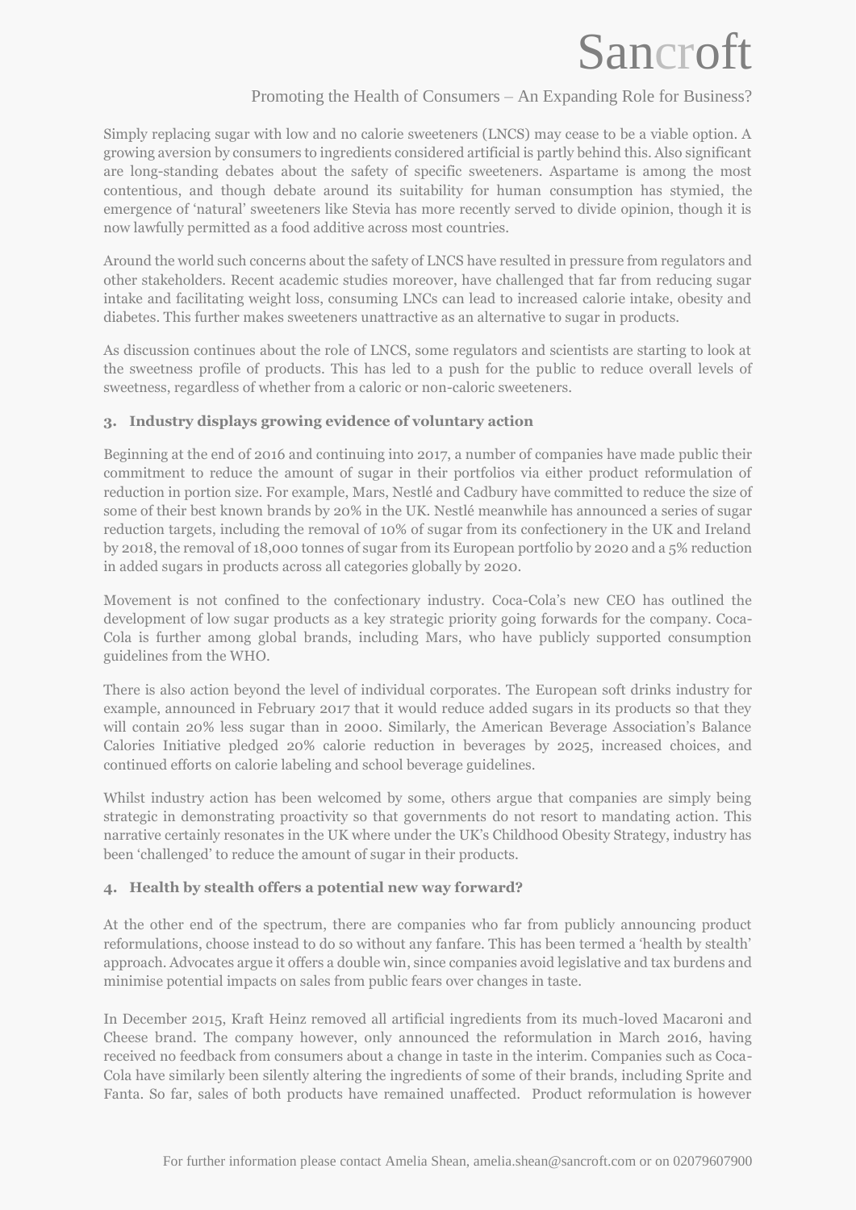Simply replacing sugar with low and no calorie sweeteners (LNCS) may cease to be a viable option. A growing aversion by consumers to ingredients considered artificial is partly behind this. Also significant are long-standing debates about the safety of specific sweeteners. Aspartame is among the most contentious, and though debate around its suitability for human consumption has stymied, the emergence of 'natural' sweeteners like Stevia has more recently served to divide opinion, though it is now lawfully permitted as a food additive across most countries.

Around the world such concerns about the safety of LNCS have resulted in pressure from regulators and other stakeholders. Recent academic studies moreover, have challenged that far from reducing sugar intake and facilitating weight loss, consuming LNCs can lead to increased calorie intake, obesity and diabetes. This further makes sweeteners unattractive as an alternative to sugar in products.

As discussion continues about the role of LNCS, some regulators and scientists are starting to look at the sweetness profile of products. This has led to a push for the public to reduce overall levels of sweetness, regardless of whether from a caloric or non-caloric sweeteners.

### 3. Industry displays growing evidence of voluntary action

Beginning at the end of 2016 and continuing into 2017, a number of companies have made public their commitment to reduce the amount of sugar in their portfolios via either product reformulation of reduction in portion size. For example, Mars, Nestlé and Cadbury have committed to reduce the size of some of their best known brands by 20% in the UK. Nestlé meanwhile has announced a series of sugar reduction targets, including the removal of 10% of sugar from its confectionery in the UK and Ireland by 2018, the removal of 18,000 tonnes of sugar from its European portfolio by 2020 and a 5% reduction in added sugars in products across all categories globally by 2020.

Movement is not confined to the confectionary industry. Coca-Cola's new CEO has outlined the development of low sugar products as a key strategic priority going forwards for the company. Coca-Cola is further among global brands, including Mars, who have publicly supported consumption guidelines from the WHO.

There is also action beyond the level of individual corporates. The European soft drinks industry for example, announced in February 2017 that it would reduce added sugars in its products so that they will contain 20% less sugar than in 2000. Similarly, the American Beverage Association's Balance Calories Initiative pledged 20% calorie reduction in beverages by 2025, increased choices, and continued efforts on calorie labeling and school beverage guidelines.

Whilst industry action has been welcomed by some, others argue that companies are simply being strategic in demonstrating proactivity so that governments do not resort to mandating action. This narrative certainly resonates in the UK where under the UK's Childhood Obesity Strategy, industry has been 'challenged' to reduce the amount of sugar in their products.

### 4. Health by stealth offers a potential new way forward?

At the other end of the spectrum, there are companies who far from publicly announcing product reformulations, choose instead to do so without any fanfare. This has been termed a 'health by stealth' approach. Advocates argue it offers a double win, since companies avoid legislative and tax burdens and minimise potential impacts on sales from public fears over changes in taste.

In December 2015, Kraft Heinz removed all artificial ingredients from its much-loved Macaroni and Cheese brand. The company however, only announced the reformulation in March 2016, having received no feedback from consumers about a change in taste in the interim. Companies such as Coca-Cola have similarly been silently altering the ingredients of some of their brands, including Sprite and Fanta. So far, sales of both products have remained unaffected. Product reformulation is however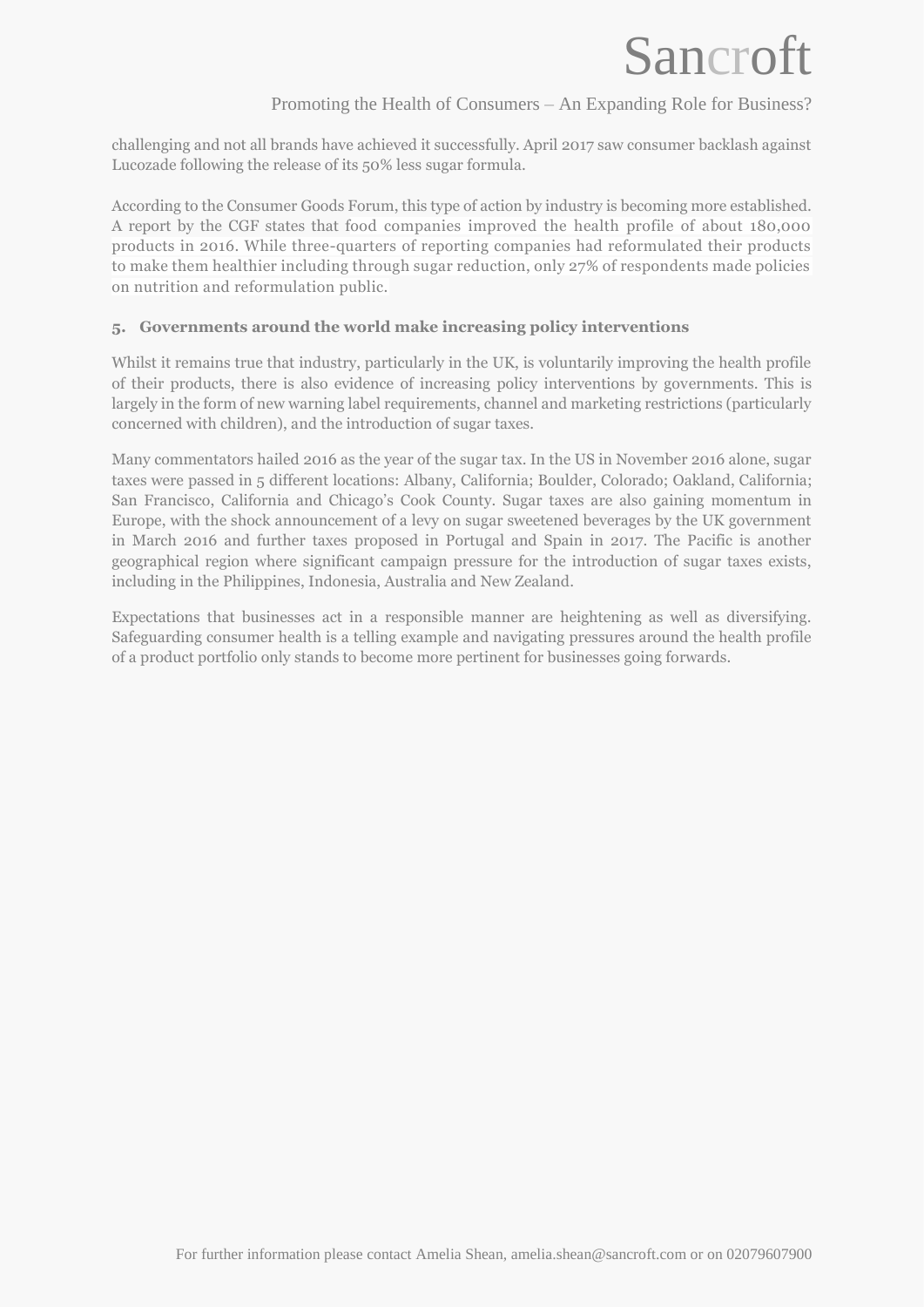challenging and not all brands have achieved it successfully. April 2017 saw consumer backlash against Lucozade following the release of its 50% less sugar formula.

According to the Consumer Goods Forum, this type of action by industry is becoming more established. A report by the CGF states that food companies improved the health profile of about 180,000 products in 2016. While three-quarters of reporting companies had reformulated their products to make them healthier including through sugar reduction, only 27% of respondents made policies on nutrition and reformulation public.

### 5. Governments around the world make increasing policy interventions

Whilst it remains true that industry, particularly in the UK, is voluntarily improving the health profile of their products, there is also evidence of increasing policy interventions by governments. This is largely in the form of new warning label requirements, channel and marketing restrictions (particularly concerned with children), and the introduction of sugar taxes.

Many commentators hailed 2016 as the year of the sugar tax. In the US in November 2016 alone, sugar taxes were passed in 5 different locations: Albany, California; Boulder, Colorado; Oakland, California; San Francisco, California and Chicago's Cook County. Sugar taxes are also gaining momentum in Europe, with the shock announcement of a levy on sugar sweetened beverages by the UK government in March 2016 and further taxes proposed in Portugal and Spain in 2017. The Pacific is another geographical region where significant campaign pressure for the introduction of sugar taxes exists, including in the Philippines, Indonesia, Australia and New Zealand.

Expectations that businesses act in a responsible manner are heightening as well as diversifying. Safeguarding consumer health is a telling example and navigating pressures around the health profile of a product portfolio only stands to become more pertinent for businesses going forwards.